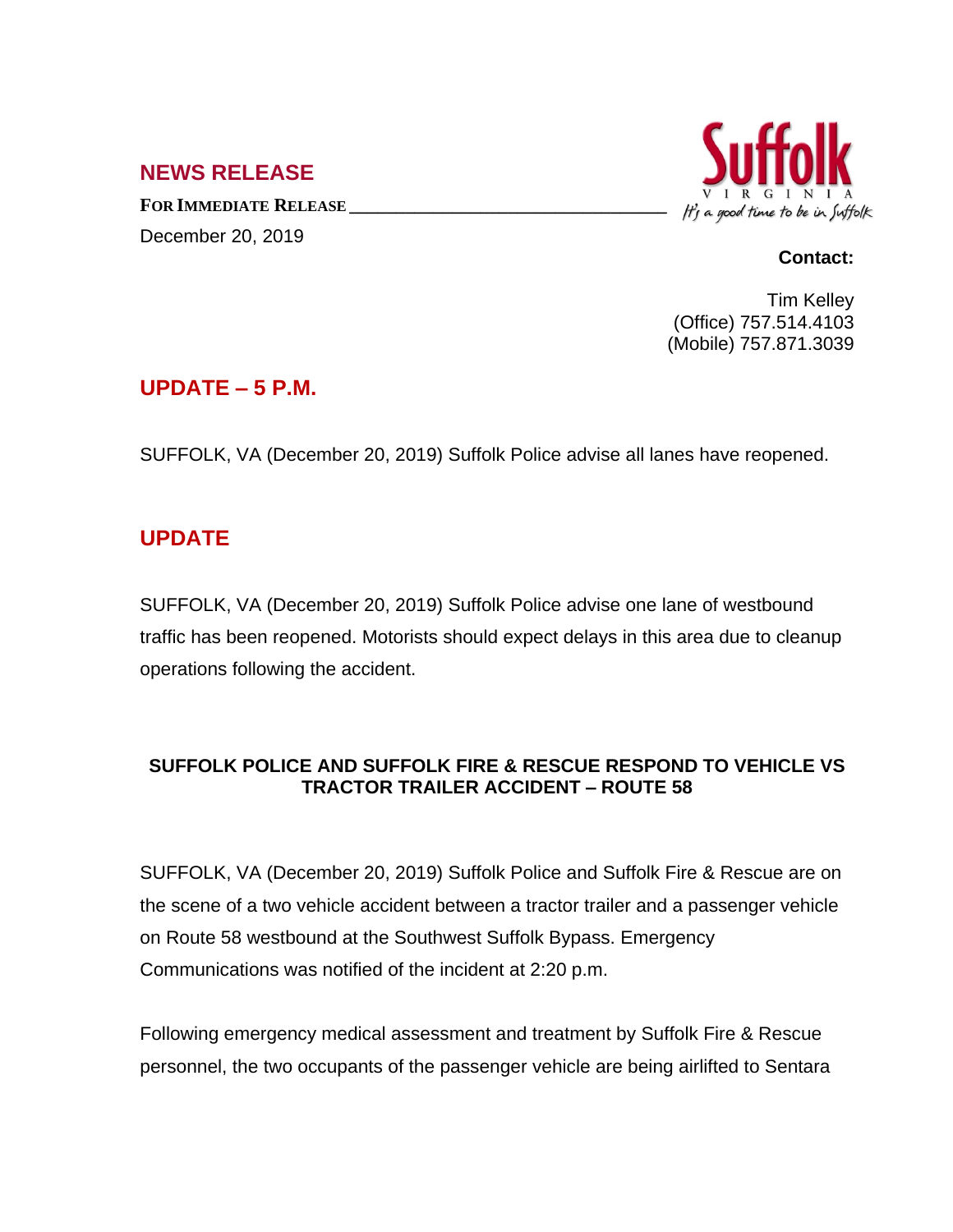## NEWS RELEASE

**FOR IMMEDIATE RELEASE**

December 20, 2019

Suffolk VIRGINIA *It's a good time to be in Suffolk*

**Contact:**

Tim Kelley
(Office) 757.514.4103
(Mobile) 757.871.3039

## UPDATE – 5 P.M.

SUFFOLK, VA (December 20, 2019) Suffolk Police advise all lanes have reopened.

## UPDATE

SUFFOLK, VA (December 20, 2019) Suffolk Police advise one lane of westbound traffic has been reopened. Motorists should expect delays in this area due to cleanup operations following the accident.

### SUFFOLK POLICE AND SUFFOLK FIRE & RESCUE RESPOND TO VEHICLE VS TRACTOR TRAILER ACCIDENT – ROUTE 58

SUFFOLK, VA (December 20, 2019) Suffolk Police and Suffolk Fire & Rescue are on the scene of a two vehicle accident between a tractor trailer and a passenger vehicle on Route 58 westbound at the Southwest Suffolk Bypass. Emergency Communications was notified of the incident at 2:20 p.m.

Following emergency medical assessment and treatment by Suffolk Fire & Rescue personnel, the two occupants of the passenger vehicle are being airlifted to Sentara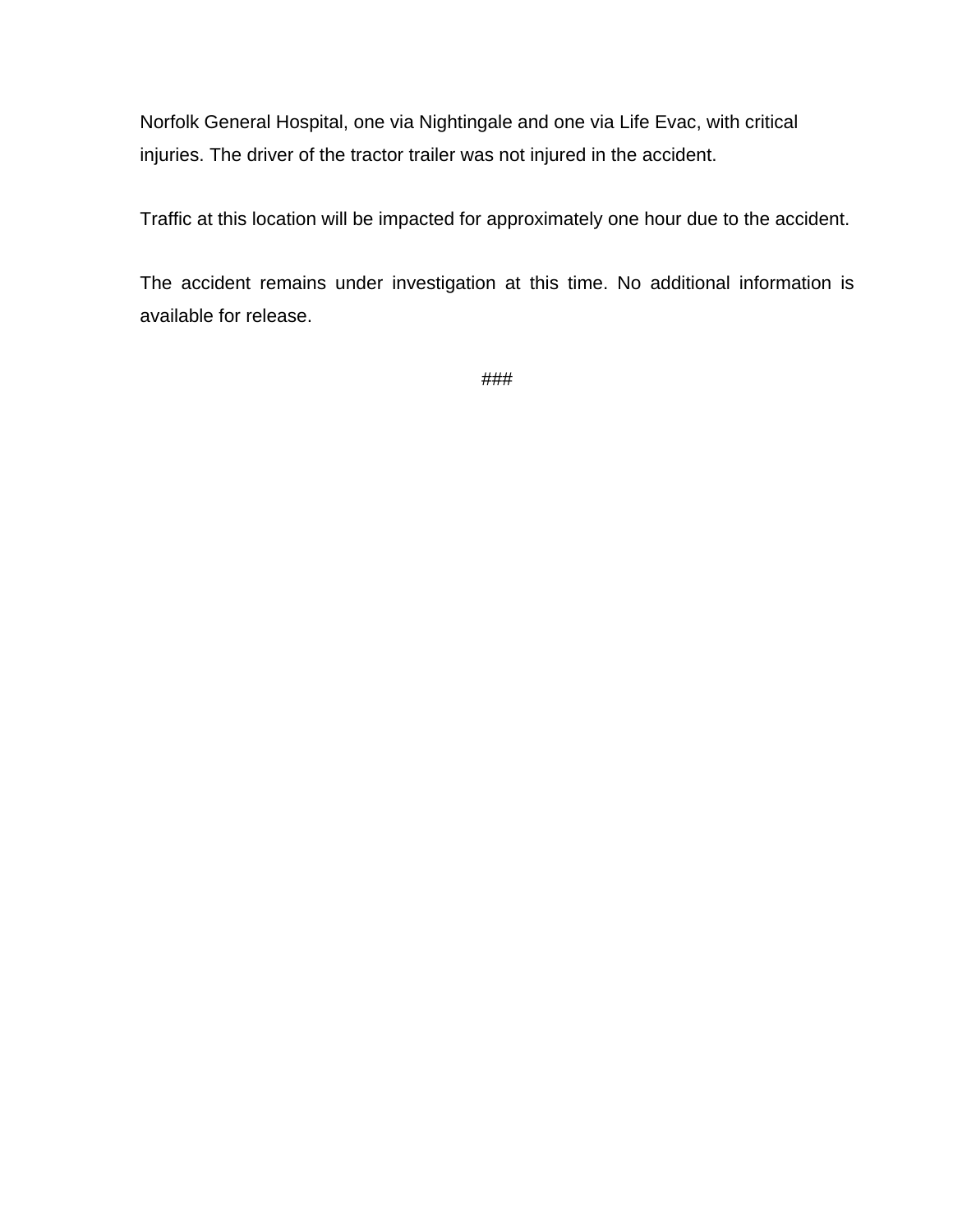Norfolk General Hospital, one via Nightingale and one via Life Evac, with critical injuries. The driver of the tractor trailer was not injured in the accident.

Traffic at this location will be impacted for approximately one hour due to the accident.

The accident remains under investigation at this time. No additional information is available for release.

###